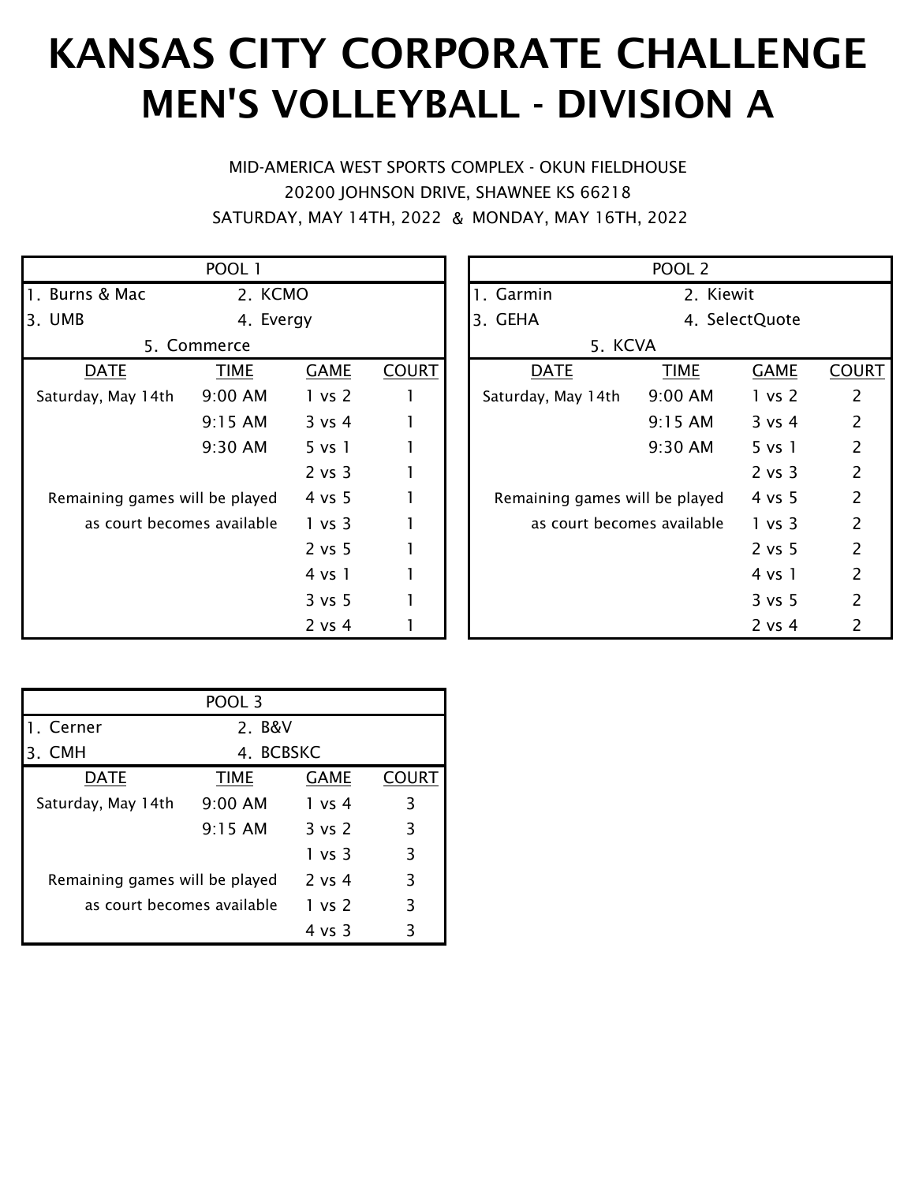# KANSAS CITY CORPORATE CHALLENGE
# MEN'S VOLLEYBALL - DIVISION A

MID-AMERICA WEST SPORTS COMPLEX - OKUN FIELDHOUSE
20200 JOHNSON DRIVE, SHAWNEE KS 66218
SATURDAY, MAY 14TH, 2022 & MONDAY, MAY 16TH, 2022

## POOL 1

1. Burns & Mac
2. KCMO
3. UMB
4. Evergy
5. Commerce

| DATE | TIME | GAME | COURT |
|---|---|---|---|
| Saturday, May 14th | 9:00 AM | 1 vs 2 | 1 |
| | 9:15 AM | 3 vs 4 | 1 |
| | 9:30 AM | 5 vs 1 | 1 |
| | | 2 vs 3 | 1 |
| Remaining games will be played | | 4 vs 5 | 1 |
| as court becomes available | | 1 vs 3 | 1 |
| | | 2 vs 5 | 1 |
| | | 4 vs 1 | 1 |
| | | 3 vs 5 | 1 |
| | | 2 vs 4 | 1 |

## POOL 2

1. Garmin
2. Kiewit
3. GEHA
4. SelectQuote
5. KCVA

| DATE | TIME | GAME | COURT |
|---|---|---|---|
| Saturday, May 14th | 9:00 AM | 1 vs 2 | 2 |
| | 9:15 AM | 3 vs 4 | 2 |
| | 9:30 AM | 5 vs 1 | 2 |
| | | 2 vs 3 | 2 |
| Remaining games will be played | | 4 vs 5 | 2 |
| as court becomes available | | 1 vs 3 | 2 |
| | | 2 vs 5 | 2 |
| | | 4 vs 1 | 2 |
| | | 3 vs 5 | 2 |
| | | 2 vs 4 | 2 |

## POOL 3

1. Cerner
2. B&V
3. CMH
4. BCBSKC

| DATE | TIME | GAME | COURT |
|---|---|---|---|
| Saturday, May 14th | 9:00 AM | 1 vs 4 | 3 |
| | 9:15 AM | 3 vs 2 | 3 |
| | | 1 vs 3 | 3 |
| Remaining games will be played | | 2 vs 4 | 3 |
| as court becomes available | | 1 vs 2 | 3 |
| | | 4 vs 3 | 3 |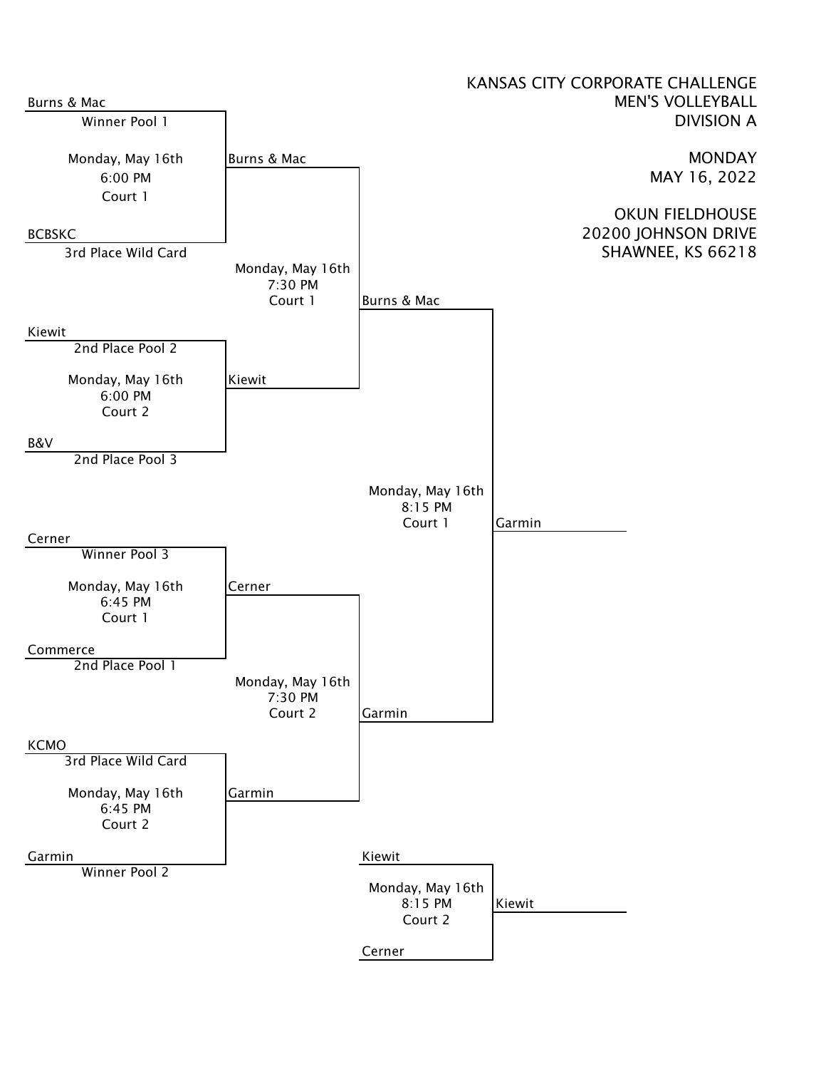KANSAS CITY CORPORATE CHALLENGE
MEN'S VOLLEYBALL
DIVISION A

MONDAY
MAY 16, 2022

OKUN FIELDHOUSE
20200 JOHNSON DRIVE
SHAWNEE, KS 66218

## First Round

| Match | Time | Court | Team 1 | Team 2 | Winner |
|---|---|---|---|---|---|
| Monday, May 16th | 6:00 PM | Court 1 | Burns & Mac (Winner Pool 1) | BCBSKC (3rd Place Wild Card) | Burns & Mac |
| Monday, May 16th | 6:00 PM | Court 2 | Kiewit (2nd Place Pool 2) | B&V (2nd Place Pool 3) | Kiewit |
| Monday, May 16th | 6:45 PM | Court 1 | Cerner (Winner Pool 3) | Commerce (2nd Place Pool 1) | Cerner |
| Monday, May 16th | 6:45 PM | Court 2 | KCMO (3rd Place Wild Card) | Garmin (Winner Pool 2) | Garmin |

## Semifinals

| Match | Time | Court | Team 1 | Team 2 | Winner |
|---|---|---|---|---|---|
| Monday, May 16th | 7:30 PM | Court 1 | Burns & Mac | Kiewit | Burns & Mac |
| Monday, May 16th | 7:30 PM | Court 2 | Cerner | Garmin | Garmin |

## Final

| Match | Time | Court | Team 1 | Team 2 | Winner |
|---|---|---|---|---|---|
| Monday, May 16th | 8:15 PM | Court 1 | Burns & Mac | Garmin | Garmin |

## Third Place

| Match | Time | Court | Team 1 | Team 2 | Winner |
|---|---|---|---|---|---|
| Monday, May 16th | 8:15 PM | Court 2 | Kiewit | Cerner | Kiewit |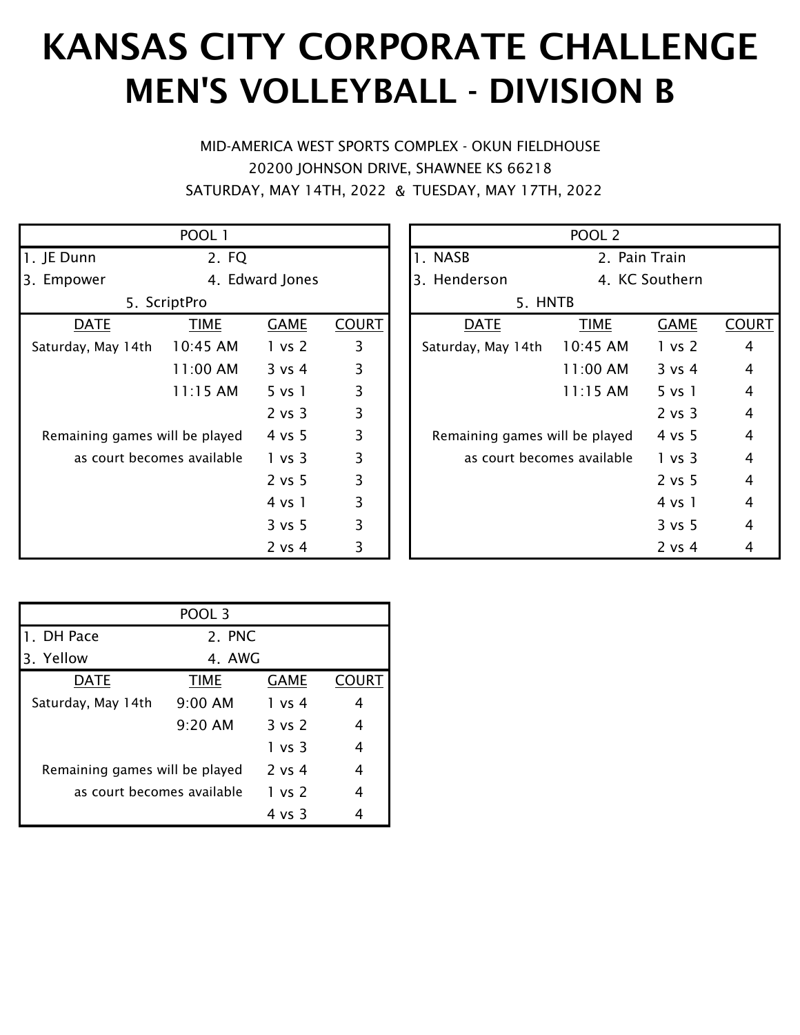# KANSAS CITY CORPORATE CHALLENGE
# MEN'S VOLLEYBALL - DIVISION B

MID-AMERICA WEST SPORTS COMPLEX - OKUN FIELDHOUSE
20200 JOHNSON DRIVE, SHAWNEE KS 66218
SATURDAY, MAY 14TH, 2022 & TUESDAY, MAY 17TH, 2022

## POOL 1

1. JE Dunn
2. FQ
3. Empower
4. Edward Jones
5. ScriptPro

| DATE | TIME | GAME | COURT |
|---|---|---|---|
| Saturday, May 14th | 10:45 AM | 1 vs 2 | 3 |
| | 11:00 AM | 3 vs 4 | 3 |
| | 11:15 AM | 5 vs 1 | 3 |
| | | 2 vs 3 | 3 |
| Remaining games will be played | | 4 vs 5 | 3 |
| as court becomes available | | 1 vs 3 | 3 |
| | | 2 vs 5 | 3 |
| | | 4 vs 1 | 3 |
| | | 3 vs 5 | 3 |
| | | 2 vs 4 | 3 |

## POOL 2

1. NASB
2. Pain Train
3. Henderson
4. KC Southern
5. HNTB

| DATE | TIME | GAME | COURT |
|---|---|---|---|
| Saturday, May 14th | 10:45 AM | 1 vs 2 | 4 |
| | 11:00 AM | 3 vs 4 | 4 |
| | 11:15 AM | 5 vs 1 | 4 |
| | | 2 vs 3 | 4 |
| Remaining games will be played | | 4 vs 5 | 4 |
| as court becomes available | | 1 vs 3 | 4 |
| | | 2 vs 5 | 4 |
| | | 4 vs 1 | 4 |
| | | 3 vs 5 | 4 |
| | | 2 vs 4 | 4 |

## POOL 3

1. DH Pace
2. PNC
3. Yellow
4. AWG

| DATE | TIME | GAME | COURT |
|---|---|---|---|
| Saturday, May 14th | 9:00 AM | 1 vs 4 | 4 |
| | 9:20 AM | 3 vs 2 | 4 |
| | | 1 vs 3 | 4 |
| Remaining games will be played | | 2 vs 4 | 4 |
| as court becomes available | | 1 vs 2 | 4 |
| | | 4 vs 3 | 4 |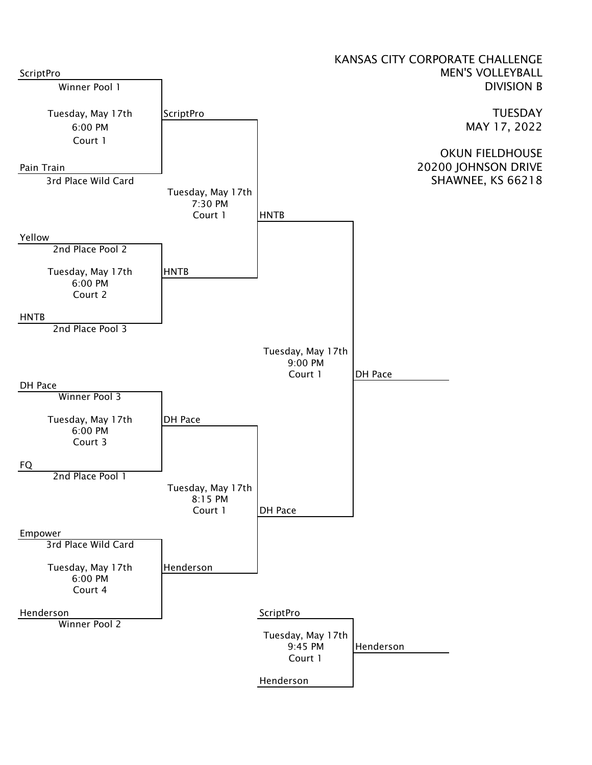# KANSAS CITY CORPORATE CHALLENGE
## MEN'S VOLLEYBALL
## DIVISION B

TUESDAY
MAY 17, 2022

OKUN FIELDHOUSE
20200 JOHNSON DRIVE
SHAWNEE, KS 66218

### First Round

| Team 1 | Team 2 | Date / Time / Court | Winner |
|---|---|---|---|
| ScriptPro (Winner Pool 1) | Pain Train (3rd Place Wild Card) | Tuesday, May 17th, 6:00 PM, Court 1 | ScriptPro |
| Yellow (2nd Place Pool 2) | HNTB (2nd Place Pool 3) | Tuesday, May 17th, 6:00 PM, Court 2 | HNTB |
| DH Pace (Winner Pool 3) | FQ (2nd Place Pool 1) | Tuesday, May 17th, 6:00 PM, Court 3 | DH Pace |
| Empower (3rd Place Wild Card) | Henderson (Winner Pool 2) | Tuesday, May 17th, 6:00 PM, Court 4 | Henderson |

### Semifinals

| Team 1 | Team 2 | Date / Time / Court | Winner |
|---|---|---|---|
| ScriptPro | HNTB | Tuesday, May 17th, 7:30 PM, Court 1 | HNTB |
| DH Pace | Henderson | Tuesday, May 17th, 8:15 PM, Court 1 | DH Pace |

### Final

| Team 1 | Team 2 | Date / Time / Court | Winner |
|---|---|---|---|
| HNTB | DH Pace | Tuesday, May 17th, 9:00 PM, Court 1 | DH Pace |

### Third Place

| Team 1 | Team 2 | Date / Time / Court | Winner |
|---|---|---|---|
| ScriptPro | Henderson | Tuesday, May 17th, 9:45 PM, Court 1 | Henderson |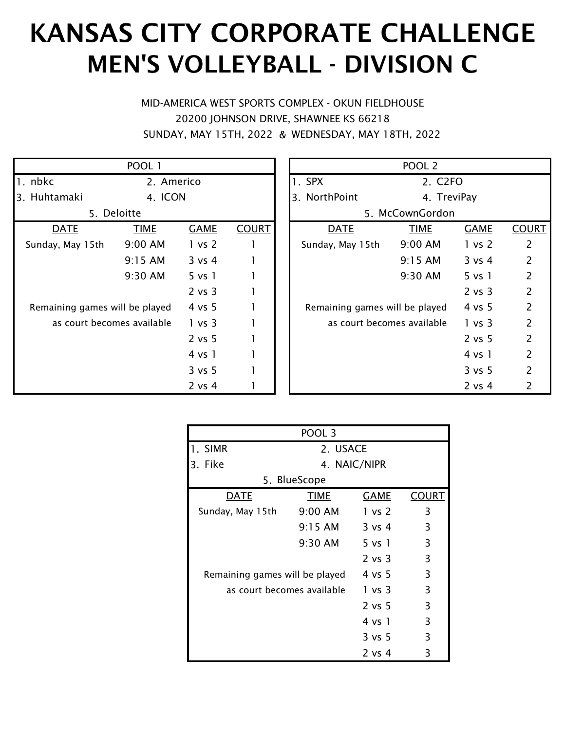# KANSAS CITY CORPORATE CHALLENGE
# MEN'S VOLLEYBALL - DIVISION C

MID-AMERICA WEST SPORTS COMPLEX - OKUN FIELDHOUSE
20200 JOHNSON DRIVE, SHAWNEE KS 66218
SUNDAY, MAY 15TH, 2022 & WEDNESDAY, MAY 18TH, 2022

## POOL 1

1. nbkc
2. Americo
3. Huhtamaki
4. ICON
5. Deloitte

| DATE | TIME | GAME | COURT |
|---|---|---|---|
| Sunday, May 15th | 9:00 AM | 1 vs 2 | 1 |
| | 9:15 AM | 3 vs 4 | 1 |
| | 9:30 AM | 5 vs 1 | 1 |
| | | 2 vs 3 | 1 |
| Remaining games will be played | | 4 vs 5 | 1 |
| as court becomes available | | 1 vs 3 | 1 |
| | | 2 vs 5 | 1 |
| | | 4 vs 1 | 1 |
| | | 3 vs 5 | 1 |
| | | 2 vs 4 | 1 |

## POOL 2

1. SPX
2. C2FO
3. NorthPoint
4. TreviPay
5. McCownGordon

| DATE | TIME | GAME | COURT |
|---|---|---|---|
| Sunday, May 15th | 9:00 AM | 1 vs 2 | 2 |
| | 9:15 AM | 3 vs 4 | 2 |
| | 9:30 AM | 5 vs 1 | 2 |
| | | 2 vs 3 | 2 |
| Remaining games will be played | | 4 vs 5 | 2 |
| as court becomes available | | 1 vs 3 | 2 |
| | | 2 vs 5 | 2 |
| | | 4 vs 1 | 2 |
| | | 3 vs 5 | 2 |
| | | 2 vs 4 | 2 |

## POOL 3

1. SIMR
2. USACE
3. Fike
4. NAIC/NIPR
5. BlueScope

| DATE | TIME | GAME | COURT |
|---|---|---|---|
| Sunday, May 15th | 9:00 AM | 1 vs 2 | 3 |
| | 9:15 AM | 3 vs 4 | 3 |
| | 9:30 AM | 5 vs 1 | 3 |
| | | 2 vs 3 | 3 |
| Remaining games will be played | | 4 vs 5 | 3 |
| as court becomes available | | 1 vs 3 | 3 |
| | | 2 vs 5 | 3 |
| | | 4 vs 1 | 3 |
| | | 3 vs 5 | 3 |
| | | 2 vs 4 | 3 |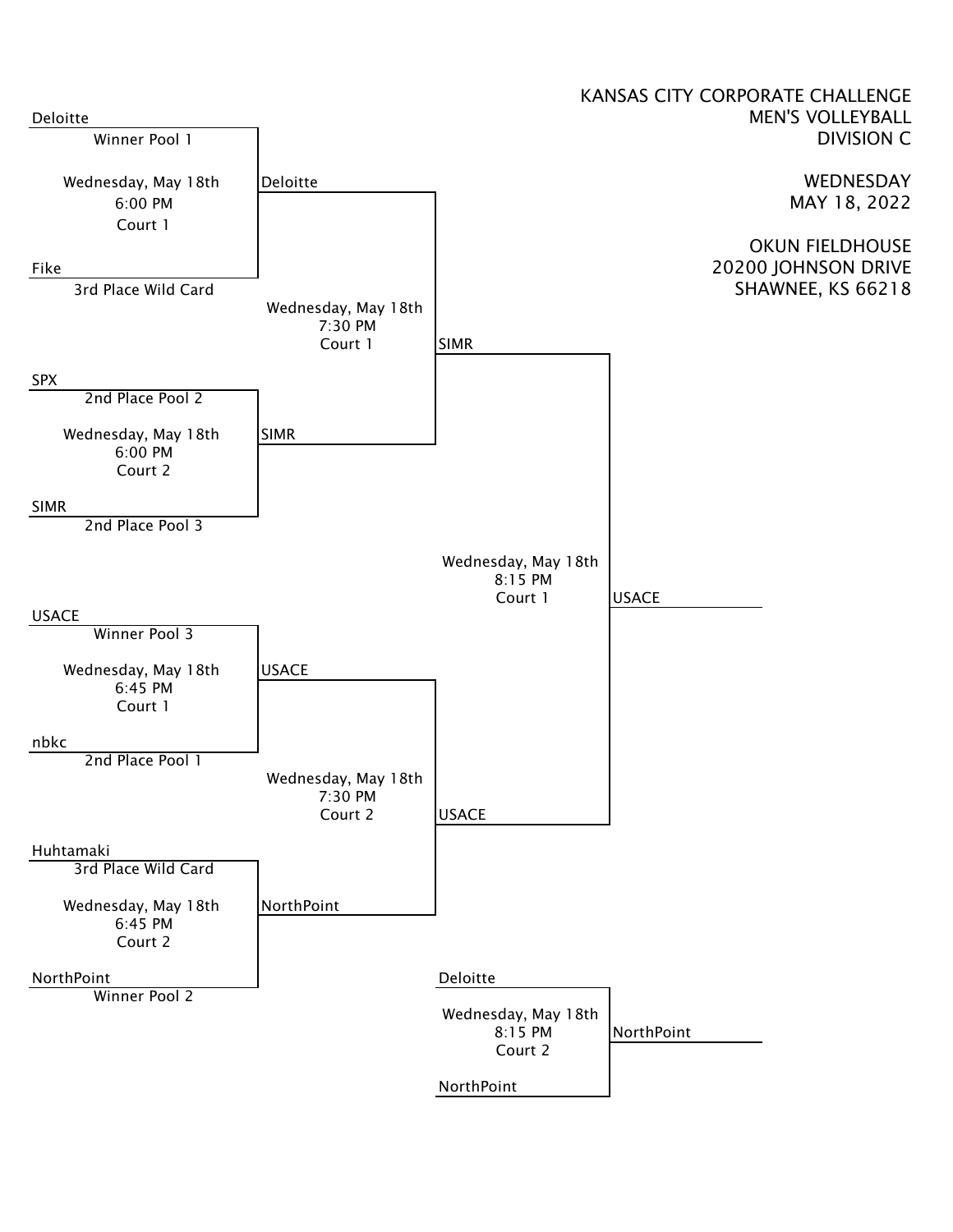# KANSAS CITY CORPORATE CHALLENGE
## MEN'S VOLLEYBALL
## DIVISION C

WEDNESDAY
MAY 18, 2022

OKUN FIELDHOUSE
20200 JOHNSON DRIVE
SHAWNEE, KS 66218

### First Round

| Team 1 | Team 2 | Date | Time | Court | Winner |
|---|---|---|---|---|---|
| Deloitte (Winner Pool 1) | Fike (3rd Place Wild Card) | Wednesday, May 18th | 6:00 PM | Court 1 | Deloitte |
| SPX (2nd Place Pool 2) | SIMR (2nd Place Pool 3) | Wednesday, May 18th | 6:00 PM | Court 2 | SIMR |
| USACE (Winner Pool 3) | nbkc (2nd Place Pool 1) | Wednesday, May 18th | 6:45 PM | Court 1 | USACE |
| Huhtamaki (3rd Place Wild Card) | NorthPoint (Winner Pool 2) | Wednesday, May 18th | 6:45 PM | Court 2 | NorthPoint |

### Semifinals

| Team 1 | Team 2 | Date | Time | Court | Winner |
|---|---|---|---|---|---|
| Deloitte | SIMR | Wednesday, May 18th | 7:30 PM | Court 1 | SIMR |
| USACE | NorthPoint | Wednesday, May 18th | 7:30 PM | Court 2 | USACE |

### Final

| Team 1 | Team 2 | Date | Time | Court | Winner |
|---|---|---|---|---|---|
| SIMR | USACE | Wednesday, May 18th | 8:15 PM | Court 1 | USACE |

### Third Place

| Team 1 | Team 2 | Date | Time | Court | Winner |
|---|---|---|---|---|---|
| Deloitte | NorthPoint | Wednesday, May 18th | 8:15 PM | Court 2 | NorthPoint |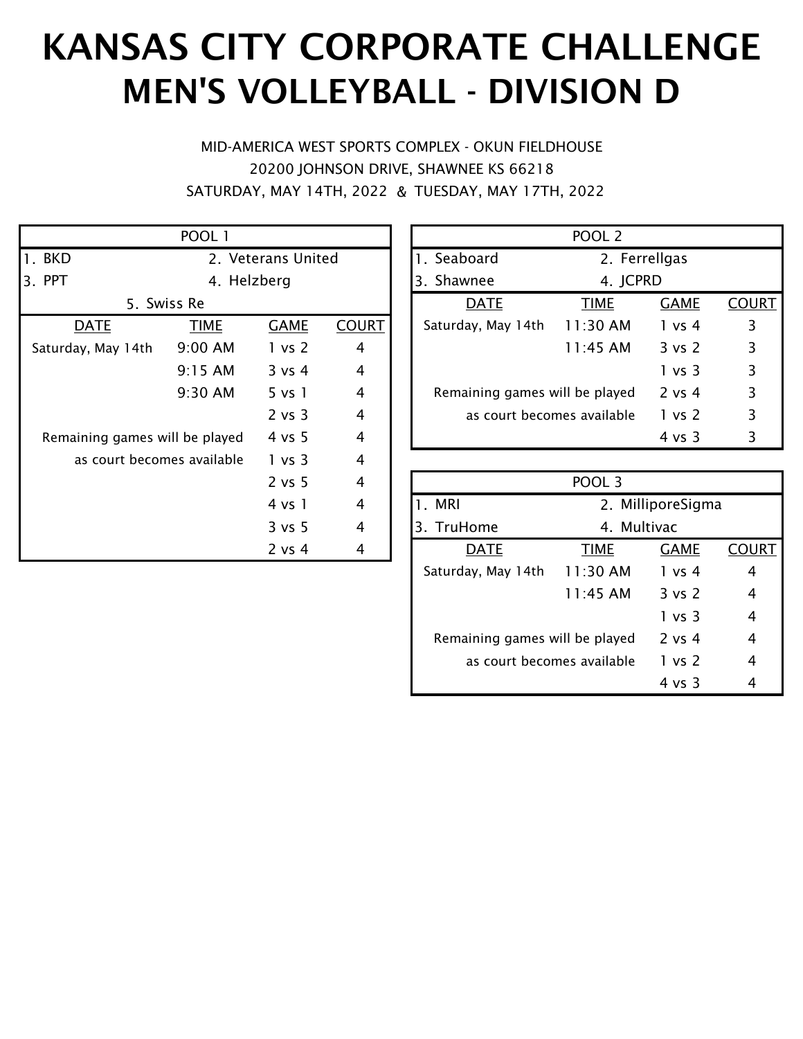# KANSAS CITY CORPORATE CHALLENGE
# MEN'S VOLLEYBALL - DIVISION D

MID-AMERICA WEST SPORTS COMPLEX - OKUN FIELDHOUSE
20200 JOHNSON DRIVE, SHAWNEE KS 66218
SATURDAY, MAY 14TH, 2022 & TUESDAY, MAY 17TH, 2022

## POOL 1

1. BKD
2. Veterans United
3. PPT
4. Helzberg
5. Swiss Re

| DATE | TIME | GAME | COURT |
|---|---|---|---|
| Saturday, May 14th | 9:00 AM | 1 vs 2 | 4 |
| | 9:15 AM | 3 vs 4 | 4 |
| | 9:30 AM | 5 vs 1 | 4 |
| | | 2 vs 3 | 4 |
| Remaining games will be played | | 4 vs 5 | 4 |
| as court becomes available | | 1 vs 3 | 4 |
| | | 2 vs 5 | 4 |
| | | 4 vs 1 | 4 |
| | | 3 vs 5 | 4 |
| | | 2 vs 4 | 4 |

## POOL 2

1. Seaboard
2. Ferrellgas
3. Shawnee
4. JCPRD

| DATE | TIME | GAME | COURT |
|---|---|---|---|
| Saturday, May 14th | 11:30 AM | 1 vs 4 | 3 |
| | 11:45 AM | 3 vs 2 | 3 |
| | | 1 vs 3 | 3 |
| Remaining games will be played | | 2 vs 4 | 3 |
| as court becomes available | | 1 vs 2 | 3 |
| | | 4 vs 3 | 3 |

## POOL 3

1. MRI
2. MilliporeSigma
3. TruHome
4. Multivac

| DATE | TIME | GAME | COURT |
|---|---|---|---|
| Saturday, May 14th | 11:30 AM | 1 vs 4 | 4 |
| | 11:45 AM | 3 vs 2 | 4 |
| | | 1 vs 3 | 4 |
| Remaining games will be played | | 2 vs 4 | 4 |
| as court becomes available | | 1 vs 2 | 4 |
| | | 4 vs 3 | 4 |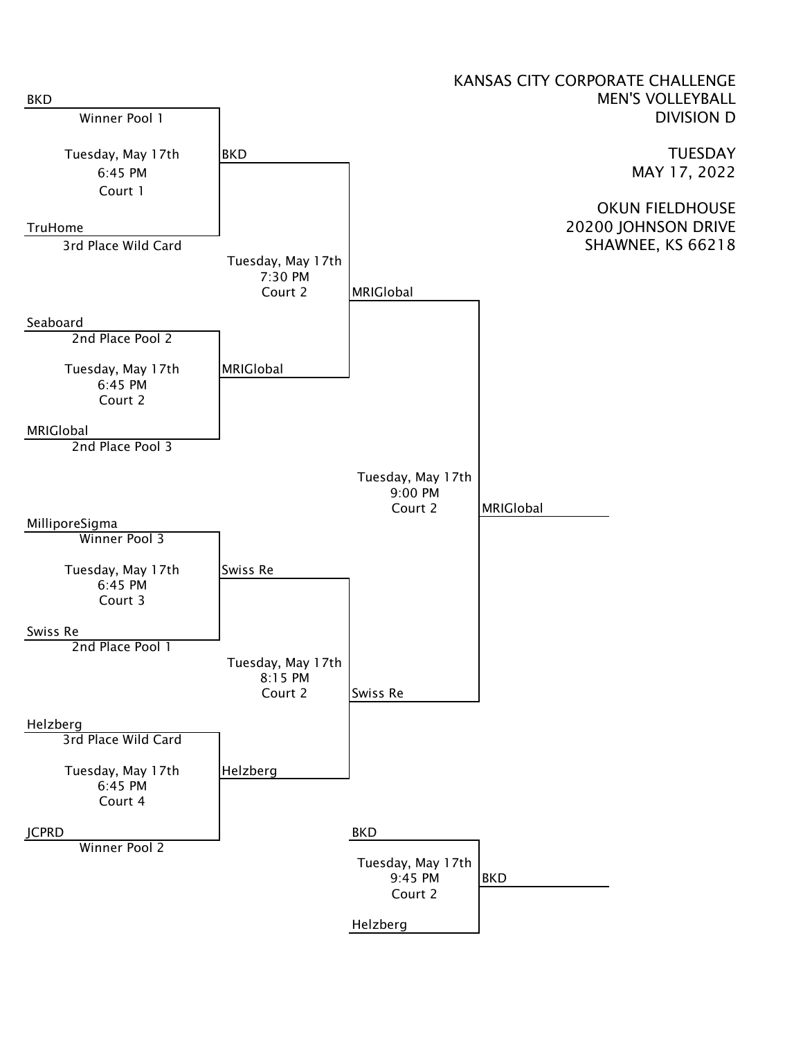KANSAS CITY CORPORATE CHALLENGE
MEN'S VOLLEYBALL
DIVISION D

TUESDAY
MAY 17, 2022

OKUN FIELDHOUSE
20200 JOHNSON DRIVE
SHAWNEE, KS 66218

## First Round

| Game | Team 1 | Team 2 | Date | Time | Court | Winner |
|---|---|---|---|---|---|---|
| 1 | BKD (Winner Pool 1) | TruHome (3rd Place Wild Card) | Tuesday, May 17th | 6:45 PM | Court 1 | BKD |
| 2 | Seaboard (2nd Place Pool 2) | MRIGlobal (2nd Place Pool 3) | Tuesday, May 17th | 6:45 PM | Court 2 | MRIGlobal |
| 3 | MilliporeSigma (Winner Pool 3) | Swiss Re (2nd Place Pool 1) | Tuesday, May 17th | 6:45 PM | Court 3 | Swiss Re |
| 4 | Helzberg (3rd Place Wild Card) | JCPRD (Winner Pool 2) | Tuesday, May 17th | 6:45 PM | Court 4 | Helzberg |

## Semifinals

| Team 1 | Team 2 | Date | Time | Court | Winner |
|---|---|---|---|---|---|
| BKD | MRIGlobal | Tuesday, May 17th | 7:30 PM | Court 2 | MRIGlobal |
| Swiss Re | Helzberg | Tuesday, May 17th | 8:15 PM | Court 2 | Swiss Re |

## Final

| Team 1 | Team 2 | Date | Time | Court | Winner |
|---|---|---|---|---|---|
| MRIGlobal | Swiss Re | Tuesday, May 17th | 9:00 PM | Court 2 | MRIGlobal |

## Third Place

| Team 1 | Team 2 | Date | Time | Court | Winner |
|---|---|---|---|---|---|
| BKD | Helzberg | Tuesday, May 17th | 9:45 PM | Court 2 | BKD |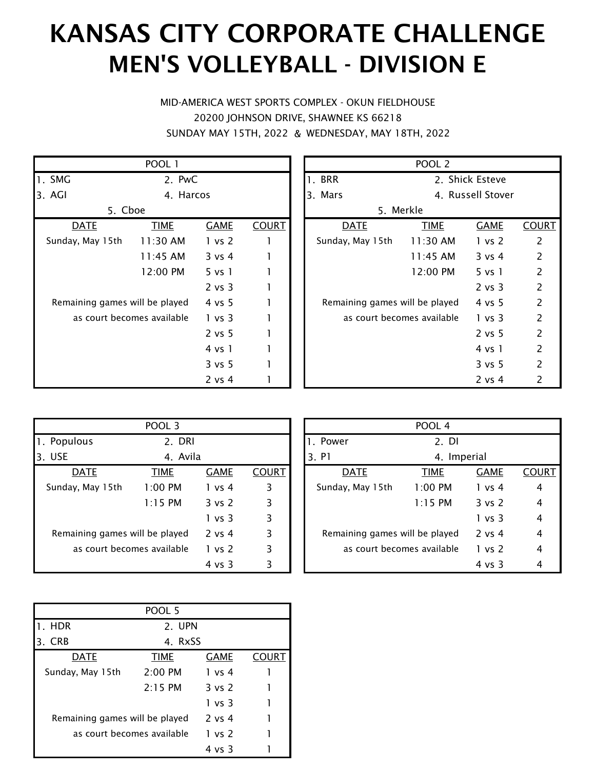# KANSAS CITY CORPORATE CHALLENGE
# MEN'S VOLLEYBALL - DIVISION E

MID-AMERICA WEST SPORTS COMPLEX - OKUN FIELDHOUSE
20200 JOHNSON DRIVE, SHAWNEE KS 66218
SUNDAY MAY 15TH, 2022 & WEDNESDAY, MAY 18TH, 2022

## POOL 1

1. SMG
2. PwC
3. AGI
4. Harcos
5. Cboe

| DATE | TIME | GAME | COURT |
|---|---|---|---|
| Sunday, May 15th | 11:30 AM | 1 vs 2 | 1 |
| | 11:45 AM | 3 vs 4 | 1 |
| | 12:00 PM | 5 vs 1 | 1 |
| | | 2 vs 3 | 1 |
| Remaining games will be played | | 4 vs 5 | 1 |
| as court becomes available | | 1 vs 3 | 1 |
| | | 2 vs 5 | 1 |
| | | 4 vs 1 | 1 |
| | | 3 vs 5 | 1 |
| | | 2 vs 4 | 1 |

## POOL 2

1. BRR
2. Shick Esteve
3. Mars
4. Russell Stover
5. Merkle

| DATE | TIME | GAME | COURT |
|---|---|---|---|
| Sunday, May 15th | 11:30 AM | 1 vs 2 | 2 |
| | 11:45 AM | 3 vs 4 | 2 |
| | 12:00 PM | 5 vs 1 | 2 |
| | | 2 vs 3 | 2 |
| Remaining games will be played | | 4 vs 5 | 2 |
| as court becomes available | | 1 vs 3 | 2 |
| | | 2 vs 5 | 2 |
| | | 4 vs 1 | 2 |
| | | 3 vs 5 | 2 |
| | | 2 vs 4 | 2 |

## POOL 3

1. Populous
2. DRI
3. USE
4. Avila

| DATE | TIME | GAME | COURT |
|---|---|---|---|
| Sunday, May 15th | 1:00 PM | 1 vs 4 | 3 |
| | 1:15 PM | 3 vs 2 | 3 |
| | | 1 vs 3 | 3 |
| Remaining games will be played | | 2 vs 4 | 3 |
| as court becomes available | | 1 vs 2 | 3 |
| | | 4 vs 3 | 3 |

## POOL 4

1. Power
2. DI
3. P1
4. Imperial

| DATE | TIME | GAME | COURT |
|---|---|---|---|
| Sunday, May 15th | 1:00 PM | 1 vs 4 | 4 |
| | 1:15 PM | 3 vs 2 | 4 |
| | | 1 vs 3 | 4 |
| Remaining games will be played | | 2 vs 4 | 4 |
| as court becomes available | | 1 vs 2 | 4 |
| | | 4 vs 3 | 4 |

## POOL 5

1. HDR
2. UPN
3. CRB
4. RxSS

| DATE | TIME | GAME | COURT |
|---|---|---|---|
| Sunday, May 15th | 2:00 PM | 1 vs 4 | 1 |
| | 2:15 PM | 3 vs 2 | 1 |
| | | 1 vs 3 | 1 |
| Remaining games will be played | | 2 vs 4 | 1 |
| as court becomes available | | 1 vs 2 | 1 |
| | | 4 vs 3 | 1 |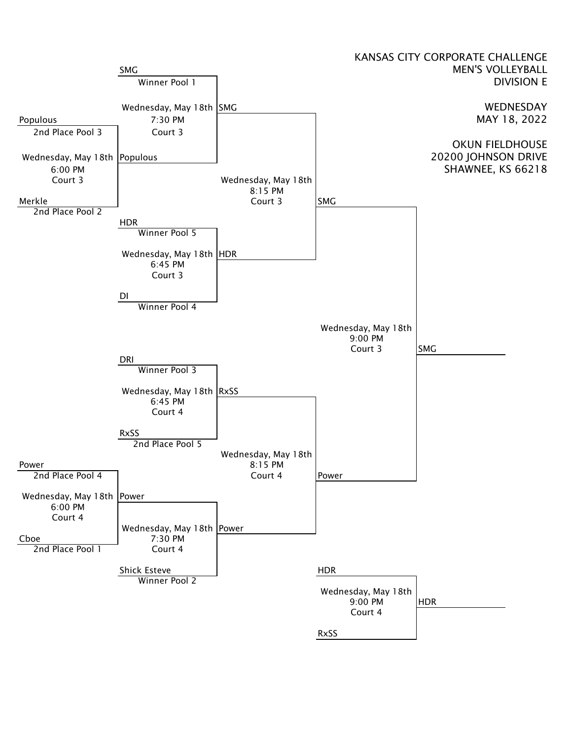KANSAS CITY CORPORATE CHALLENGE
MEN'S VOLLEYBALL
DIVISION E

WEDNESDAY
MAY 18, 2022

OKUN FIELDHOUSE
20200 JOHNSON DRIVE
SHAWNEE, KS 66218

SMG
Winner Pool 1

Wednesday, May 18th
7:30 PM
Court 3

SMG

Populous
2nd Place Pool 3

Wednesday, May 18th
6:00 PM
Court 3

Populous

Merkle
2nd Place Pool 2

Wednesday, May 18th
8:15 PM
Court 3

SMG

HDR
Winner Pool 5

Wednesday, May 18th
6:45 PM
Court 3

HDR

DI
Winner Pool 4

Wednesday, May 18th
9:00 PM
Court 3

SMG

DRI
Winner Pool 3

Wednesday, May 18th
6:45 PM
Court 4

RxSS

RxSS
2nd Place Pool 5

Wednesday, May 18th
8:15 PM
Court 4

Power
2nd Place Pool 4

Power

Wednesday, May 18th
6:00 PM
Court 4

Power

Wednesday, May 18th
7:30 PM
Court 4

Power

Cboe
2nd Place Pool 1

Shick Esteve
Winner Pool 2

HDR

Wednesday, May 18th
9:00 PM
Court 4

HDR

RxSS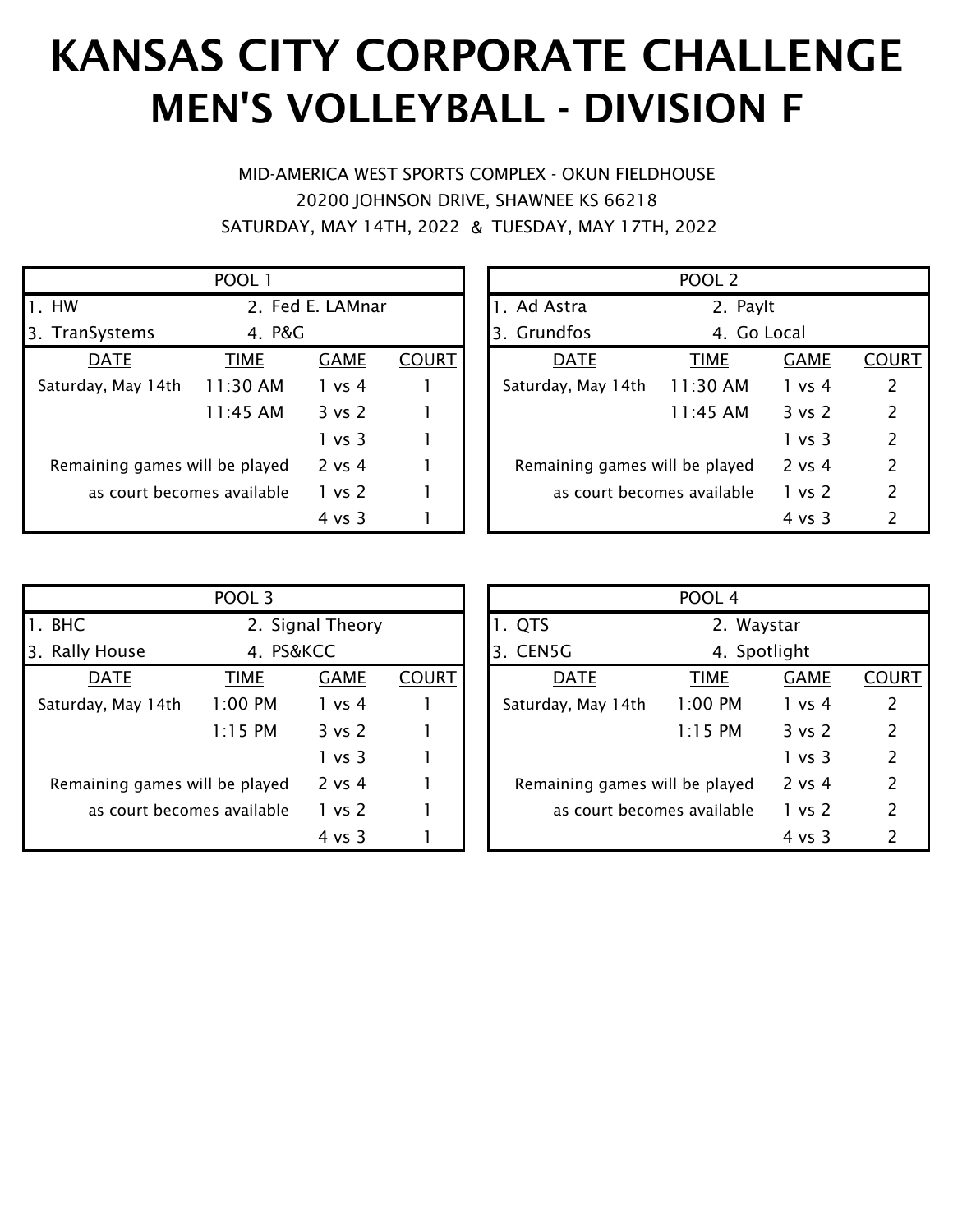# KANSAS CITY CORPORATE CHALLENGE
# MEN'S VOLLEYBALL - DIVISION F

MID-AMERICA WEST SPORTS COMPLEX - OKUN FIELDHOUSE
20200 JOHNSON DRIVE, SHAWNEE KS 66218
SATURDAY, MAY 14TH, 2022 & TUESDAY, MAY 17TH, 2022

| POOL 1 | | | |
|---|---|---|---|
| 1. HW | 2. Fed E. LAMnar | | |
| 3. TranSystems | 4. P&G | | |
| DATE | TIME | GAME | COURT |
| Saturday, May 14th | 11:30 AM | 1 vs 4 | 1 |
| | 11:45 AM | 3 vs 2 | 1 |
| | | 1 vs 3 | 1 |
| Remaining games will be played | | 2 vs 4 | 1 |
| as court becomes available | | 1 vs 2 | 1 |
| | | 4 vs 3 | 1 |

| POOL 2 | | | |
|---|---|---|---|
| 1. Ad Astra | 2. PayIt | | |
| 3. Grundfos | 4. Go Local | | |
| DATE | TIME | GAME | COURT |
| Saturday, May 14th | 11:30 AM | 1 vs 4 | 2 |
| | 11:45 AM | 3 vs 2 | 2 |
| | | 1 vs 3 | 2 |
| Remaining games will be played | | 2 vs 4 | 2 |
| as court becomes available | | 1 vs 2 | 2 |
| | | 4 vs 3 | 2 |

| POOL 3 | | | |
|---|---|---|---|
| 1. BHC | 2. Signal Theory | | |
| 3. Rally House | 4. PS&KCC | | |
| DATE | TIME | GAME | COURT |
| Saturday, May 14th | 1:00 PM | 1 vs 4 | 1 |
| | 1:15 PM | 3 vs 2 | 1 |
| | | 1 vs 3 | 1 |
| Remaining games will be played | | 2 vs 4 | 1 |
| as court becomes available | | 1 vs 2 | 1 |
| | | 4 vs 3 | 1 |

| POOL 4 | | | |
|---|---|---|---|
| 1. QTS | 2. Waystar | | |
| 3. CEN5G | 4. Spotlight | | |
| DATE | TIME | GAME | COURT |
| Saturday, May 14th | 1:00 PM | 1 vs 4 | 2 |
| | 1:15 PM | 3 vs 2 | 2 |
| | | 1 vs 3 | 2 |
| Remaining games will be played | | 2 vs 4 | 2 |
| as court becomes available | | 1 vs 2 | 2 |
| | | 4 vs 3 | 2 |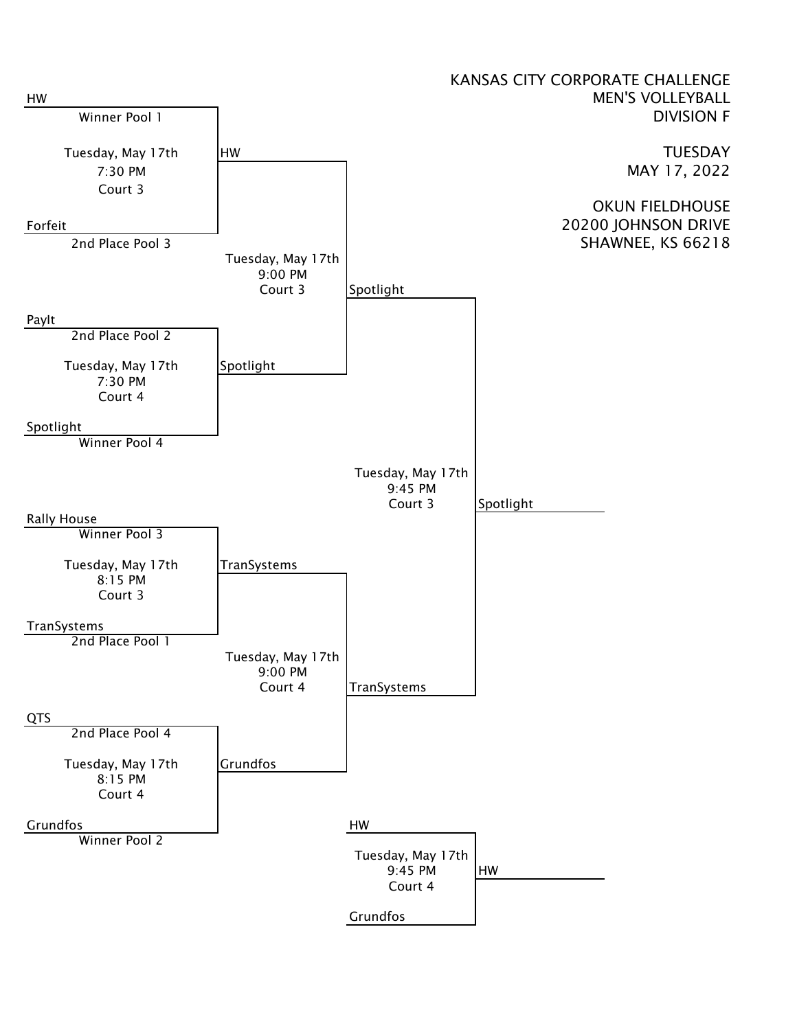KANSAS CITY CORPORATE CHALLENGE
MEN'S VOLLEYBALL
DIVISION F

TUESDAY
MAY 17, 2022

OKUN FIELDHOUSE
20200 JOHNSON DRIVE
SHAWNEE, KS 66218

**Round 1**

| Matchup | Team | Slot | Date | Time | Court | Winner |
|---|---|---|---|---|---|---|
| Game 1 | HW | Winner Pool 1 | Tuesday, May 17th | 7:30 PM | Court 3 | HW |
| | Forfeit | 2nd Place Pool 3 | | | | |
| Game 2 | PayIt | 2nd Place Pool 2 | Tuesday, May 17th | 7:30 PM | Court 4 | Spotlight |
| | Spotlight | Winner Pool 4 | | | | |
| Game 3 | Rally House | Winner Pool 3 | Tuesday, May 17th | 8:15 PM | Court 3 | TranSystems |
| | TranSystems | 2nd Place Pool 1 | | | | |
| Game 4 | QTS | 2nd Place Pool 4 | Tuesday, May 17th | 8:15 PM | Court 4 | Grundfos |
| | Grundfos | Winner Pool 2 | | | | |

**Semifinals**

| Matchup | Date | Time | Court | Winner |
|---|---|---|---|---|
| HW vs. Spotlight | Tuesday, May 17th | 9:00 PM | Court 3 | Spotlight |
| TranSystems vs. Grundfos | Tuesday, May 17th | 9:00 PM | Court 4 | TranSystems |

**Final**

| Matchup | Date | Time | Court | Winner |
|---|---|---|---|---|
| Spotlight vs. TranSystems | Tuesday, May 17th | 9:45 PM | Court 3 | Spotlight |

**Consolation**

| Matchup | Date | Time | Court | Winner |
|---|---|---|---|---|
| HW vs. Grundfos | Tuesday, May 17th | 9:45 PM | Court 4 | HW |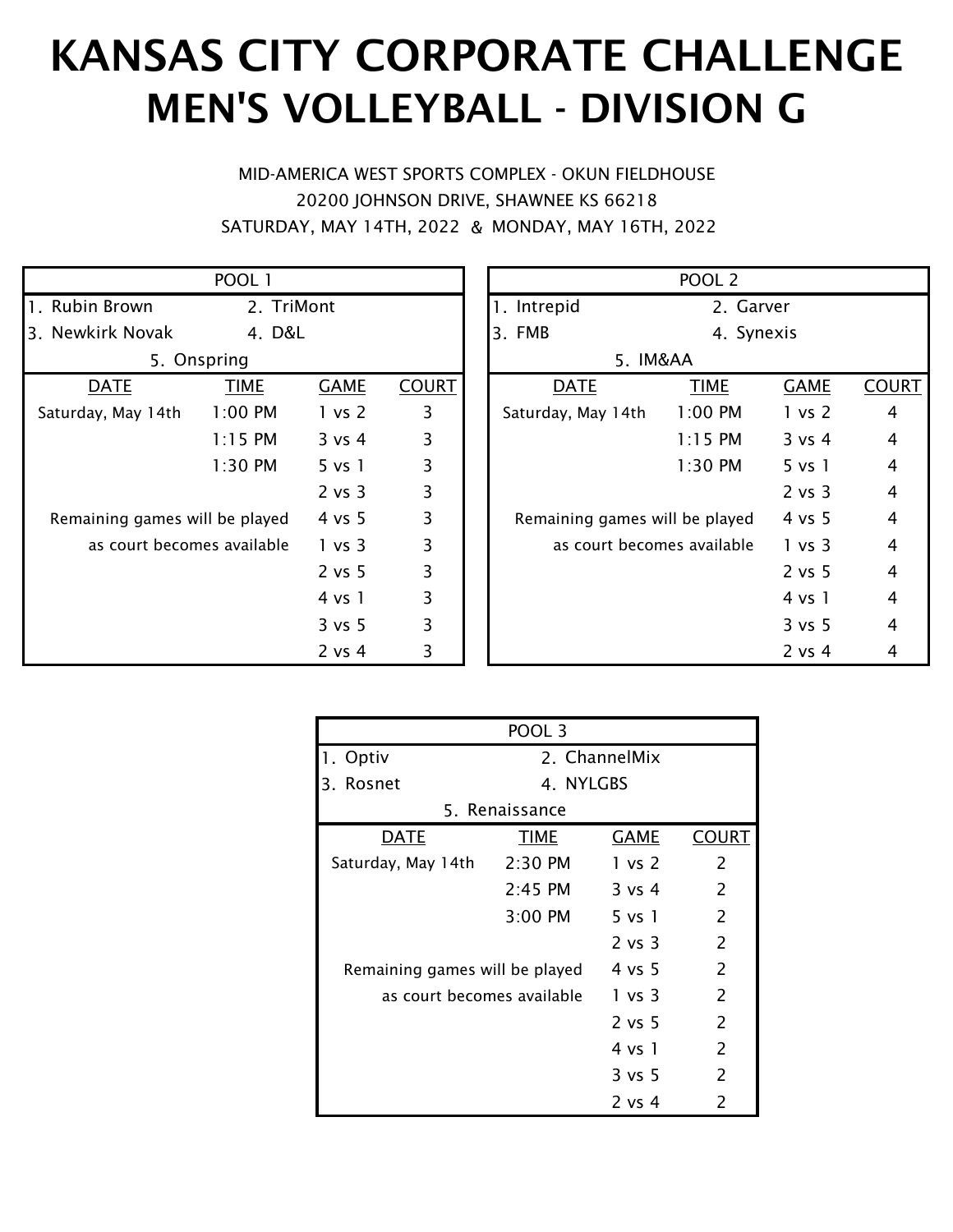# KANSAS CITY CORPORATE CHALLENGE
# MEN'S VOLLEYBALL - DIVISION G

MID-AMERICA WEST SPORTS COMPLEX - OKUN FIELDHOUSE
20200 JOHNSON DRIVE, SHAWNEE KS 66218
SATURDAY, MAY 14TH, 2022 & MONDAY, MAY 16TH, 2022

| POOL 1 | | | |
|---|---|---|---|
| 1. Rubin Brown | 2. TriMont | | |
| 3. Newkirk Novak | 4. D&L | | |
| 5. Onspring | | | |
| DATE | TIME | GAME | COURT |
| Saturday, May 14th | 1:00 PM | 1 vs 2 | 3 |
| | 1:15 PM | 3 vs 4 | 3 |
| | 1:30 PM | 5 vs 1 | 3 |
| | | 2 vs 3 | 3 |
| Remaining games will be played | | 4 vs 5 | 3 |
| as court becomes available | | 1 vs 3 | 3 |
| | | 2 vs 5 | 3 |
| | | 4 vs 1 | 3 |
| | | 3 vs 5 | 3 |
| | | 2 vs 4 | 3 |

| POOL 2 | | | |
|---|---|---|---|
| 1. Intrepid | 2. Garver | | |
| 3. FMB | 4. Synexis | | |
| 5. IM&AA | | | |
| DATE | TIME | GAME | COURT |
| Saturday, May 14th | 1:00 PM | 1 vs 2 | 4 |
| | 1:15 PM | 3 vs 4 | 4 |
| | 1:30 PM | 5 vs 1 | 4 |
| | | 2 vs 3 | 4 |
| Remaining games will be played | | 4 vs 5 | 4 |
| as court becomes available | | 1 vs 3 | 4 |
| | | 2 vs 5 | 4 |
| | | 4 vs 1 | 4 |
| | | 3 vs 5 | 4 |
| | | 2 vs 4 | 4 |

| POOL 3 | | | |
|---|---|---|---|
| 1. Optiv | 2. ChannelMix | | |
| 3. Rosnet | 4. NYLGBS | | |
| 5. Renaissance | | | |
| DATE | TIME | GAME | COURT |
| Saturday, May 14th | 2:30 PM | 1 vs 2 | 2 |
| | 2:45 PM | 3 vs 4 | 2 |
| | 3:00 PM | 5 vs 1 | 2 |
| | | 2 vs 3 | 2 |
| Remaining games will be played | | 4 vs 5 | 2 |
| as court becomes available | | 1 vs 3 | 2 |
| | | 2 vs 5 | 2 |
| | | 4 vs 1 | 2 |
| | | 3 vs 5 | 2 |
| | | 2 vs 4 | 2 |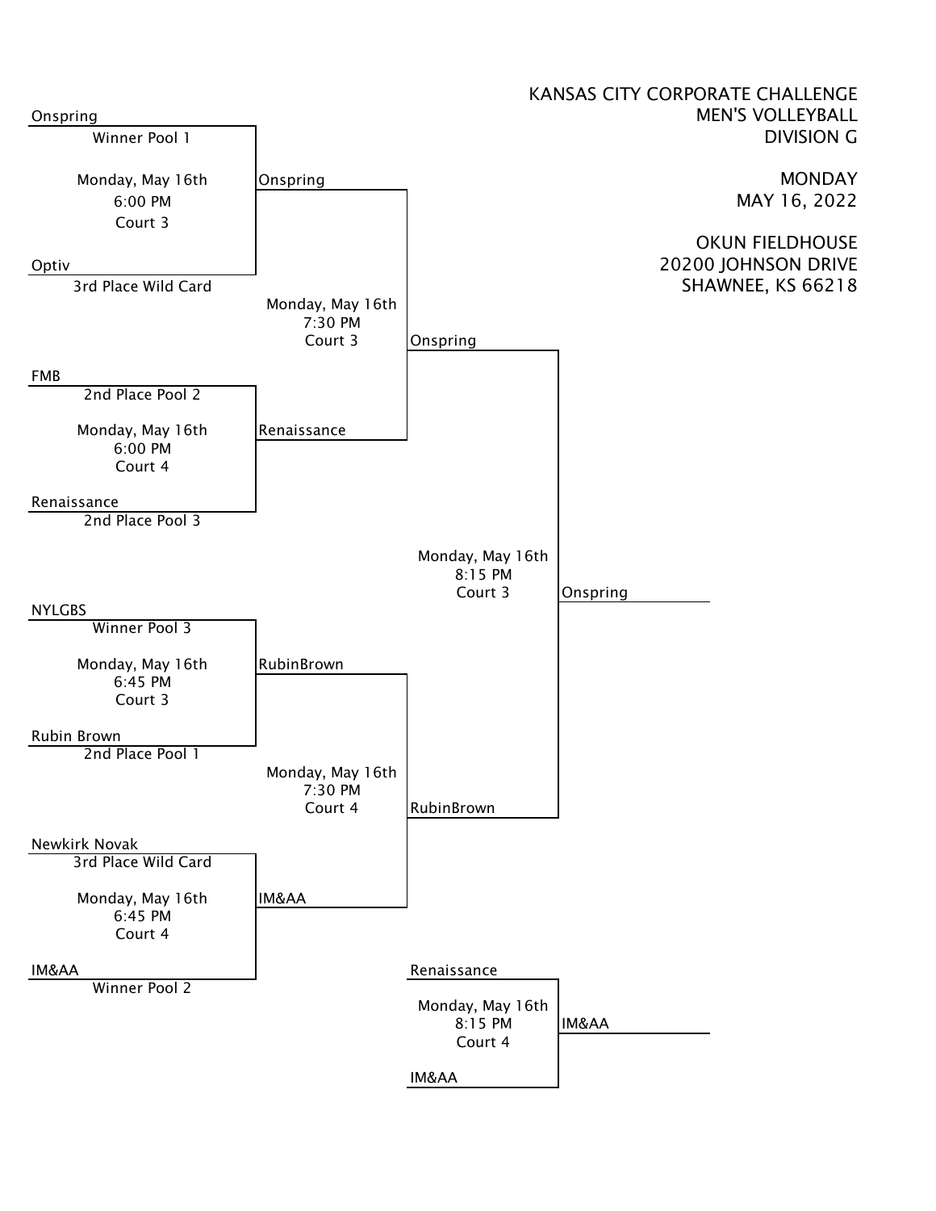KANSAS CITY CORPORATE CHALLENGE
MEN'S VOLLEYBALL
DIVISION G

MONDAY
MAY 16, 2022

OKUN FIELDHOUSE
20200 JOHNSON DRIVE
SHAWNEE, KS 66218

Onspring
Winner Pool 1

Monday, May 16th
6:00 PM
Court 3

Optiv
3rd Place Wild Card

Onspring

Monday, May 16th
7:30 PM
Court 3

FMB
2nd Place Pool 2

Monday, May 16th
6:00 PM
Court 4

Renaissance
2nd Place Pool 3

Renaissance

Onspring

Monday, May 16th
8:15 PM
Court 3

Onspring

NYLGBS
Winner Pool 3

Monday, May 16th
6:45 PM
Court 3

Rubin Brown
2nd Place Pool 1

RubinBrown

Monday, May 16th
7:30 PM
Court 4

RubinBrown

Newkirk Novak
3rd Place Wild Card

Monday, May 16th
6:45 PM
Court 4

IM&AA
Winner Pool 2

IM&AA

Renaissance

Monday, May 16th
8:15 PM
Court 4

IM&AA

IM&AA